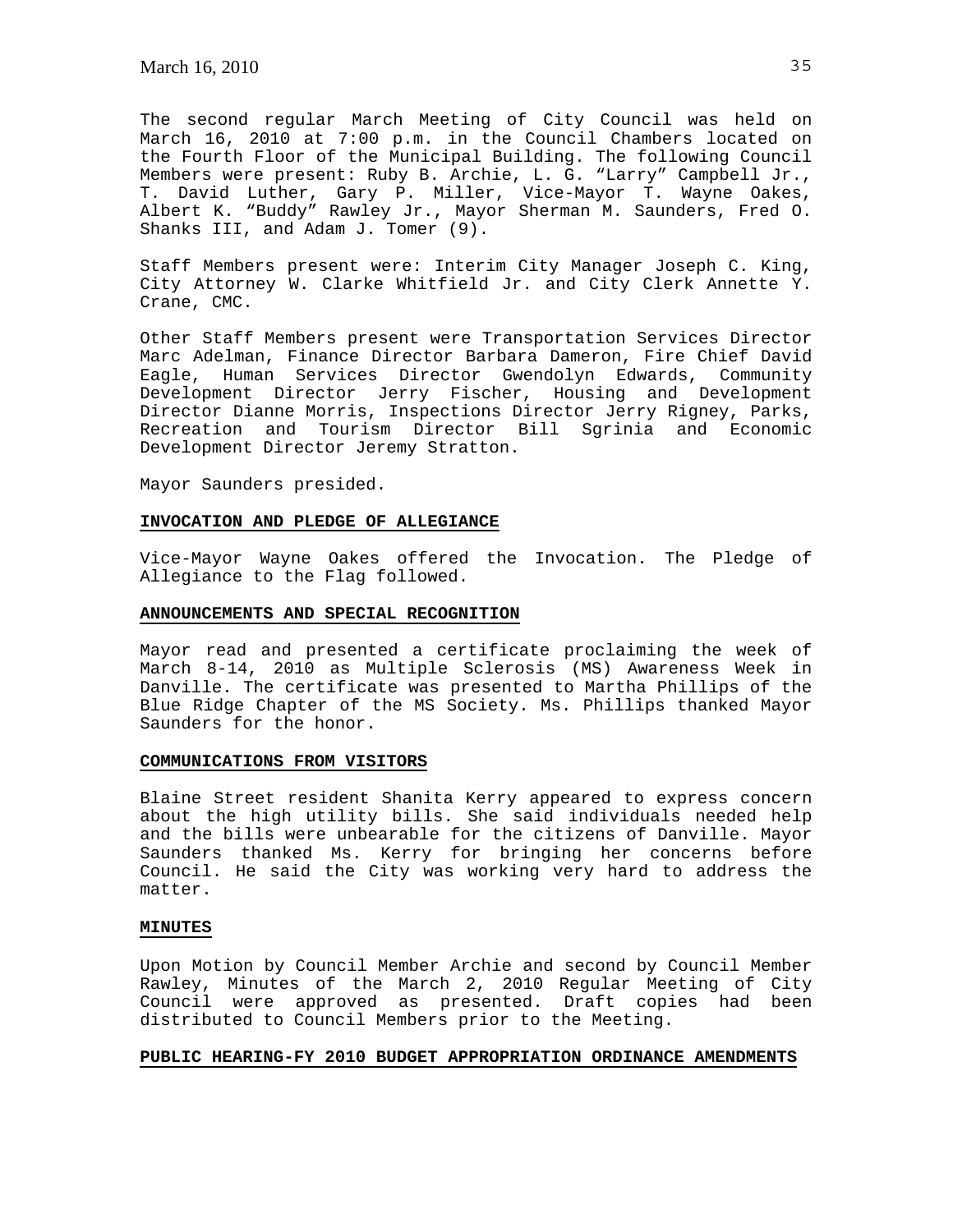The second regular March Meeting of City Council was held on March 16, 2010 at 7:00 p.m. in the Council Chambers located on the Fourth Floor of the Municipal Building. The following Council Members were present: Ruby B. Archie, L. G. "Larry" Campbell Jr., T. David Luther, Gary P. Miller, Vice-Mayor T. Wayne Oakes, Albert K. "Buddy" Rawley Jr., Mayor Sherman M. Saunders, Fred O. Shanks III, and Adam J. Tomer (9).

Staff Members present were: Interim City Manager Joseph C. King, City Attorney W. Clarke Whitfield Jr. and City Clerk Annette Y. Crane, CMC.

Other Staff Members present were Transportation Services Director Marc Adelman, Finance Director Barbara Dameron, Fire Chief David Eagle, Human Services Director Gwendolyn Edwards, Community Development Director Jerry Fischer, Housing and Development Director Dianne Morris, Inspections Director Jerry Rigney, Parks, Recreation and Tourism Director Bill Sgrinia and Economic Development Director Jeremy Stratton.

Mayor Saunders presided.

## INVOCATION AND PLEDGE OF ALLEGIANCE

Vice-Mayor Wayne Oakes offered the Invocation. The Pledge of Allegiance to the Flag followed.

## ANNOUNCEMENTS AND SPECIAL RECOGNITION

Mayor read and presented a certificate proclaiming the week of March 8-14, 2010 as Multiple Sclerosis (MS) Awareness Week in Danville. The certificate was presented to Martha Phillips of the Blue Ridge Chapter of the MS Society. Ms. Phillips thanked Mayor Saunders for the honor.

## COMMUNICATIONS FROM VISITORS

Blaine Street resident Shanita Kerry appeared to express concern about the high utility bills. She said individuals needed help and the bills were unbearable for the citizens of Danville. Mayor Saunders thanked Ms. Kerry for bringing her concerns before Council. He said the City was working very hard to address the matter.

## MINUTES

Upon Motion by Council Member Archie and second by Council Member Rawley, Minutes of the March 2, 2010 Regular Meeting of City Council were approved as presented. Draft copies had been distributed to Council Members prior to the Meeting.

## PUBLIC HEARING-FY 2010 BUDGET APPROPRIATION ORDINANCE AMENDMENTS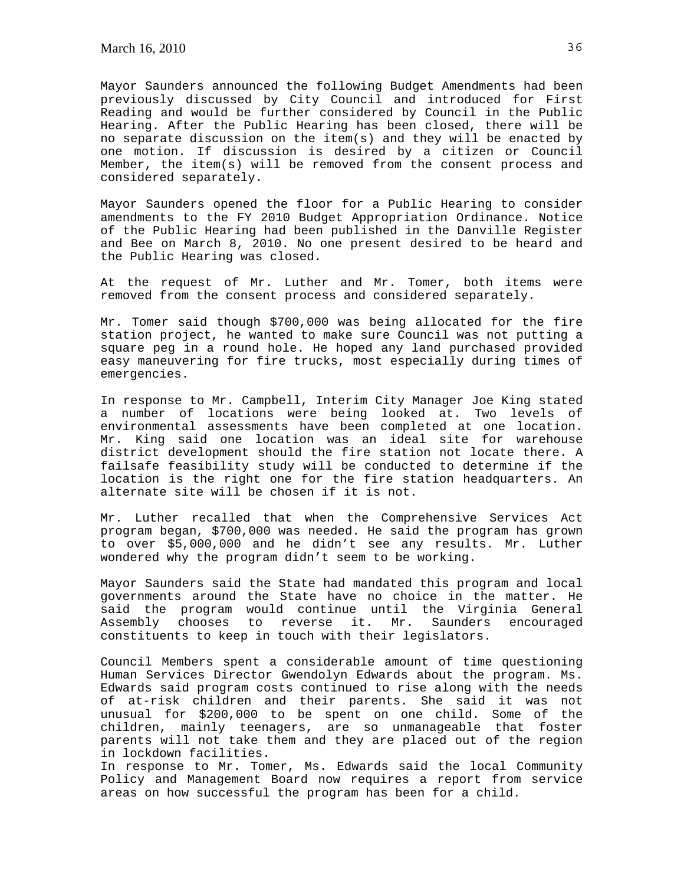Mayor Saunders announced the following Budget Amendments had been previously discussed by City Council and introduced for First Reading and would be further considered by Council in the Public Hearing. After the Public Hearing has been closed, there will be no separate discussion on the item(s) and they will be enacted by one motion. If discussion is desired by a citizen or Council Member, the item(s) will be removed from the consent process and considered separately.

Mayor Saunders opened the floor for a Public Hearing to consider amendments to the FY 2010 Budget Appropriation Ordinance. Notice of the Public Hearing had been published in the Danville Register and Bee on March 8, 2010. No one present desired to be heard and the Public Hearing was closed.

At the request of Mr. Luther and Mr. Tomer, both items were removed from the consent process and considered separately.

Mr. Tomer said though $700,000 was being allocated for the fire station project, he wanted to make sure Council was not putting a square peg in a round hole. He hoped any land purchased provided easy maneuvering for fire trucks, most especially during times of emergencies.

In response to Mr. Campbell, Interim City Manager Joe King stated a number of locations were being looked at. Two levels of environmental assessments have been completed at one location. Mr. King said one location was an ideal site for warehouse district development should the fire station not locate there. A failsafe feasibility study will be conducted to determine if the location is the right one for the fire station headquarters. An alternate site will be chosen if it is not.

Mr. Luther recalled that when the Comprehensive Services Act program began, $700,000 was needed. He said the program has grown to over $5,000,000 and he didn't see any results. Mr. Luther wondered why the program didn't seem to be working.

Mayor Saunders said the State had mandated this program and local governments around the State have no choice in the matter. He said the program would continue until the Virginia General Assembly chooses to reverse it. Mr. Saunders encouraged constituents to keep in touch with their legislators.

Council Members spent a considerable amount of time questioning Human Services Director Gwendolyn Edwards about the program. Ms. Edwards said program costs continued to rise along with the needs of at-risk children and their parents. She said it was not unusual for $200,000 to be spent on one child. Some of the children, mainly teenagers, are so unmanageable that foster parents will not take them and they are placed out of the region in lockdown facilities.

In response to Mr. Tomer, Ms. Edwards said the local Community Policy and Management Board now requires a report from service areas on how successful the program has been for a child.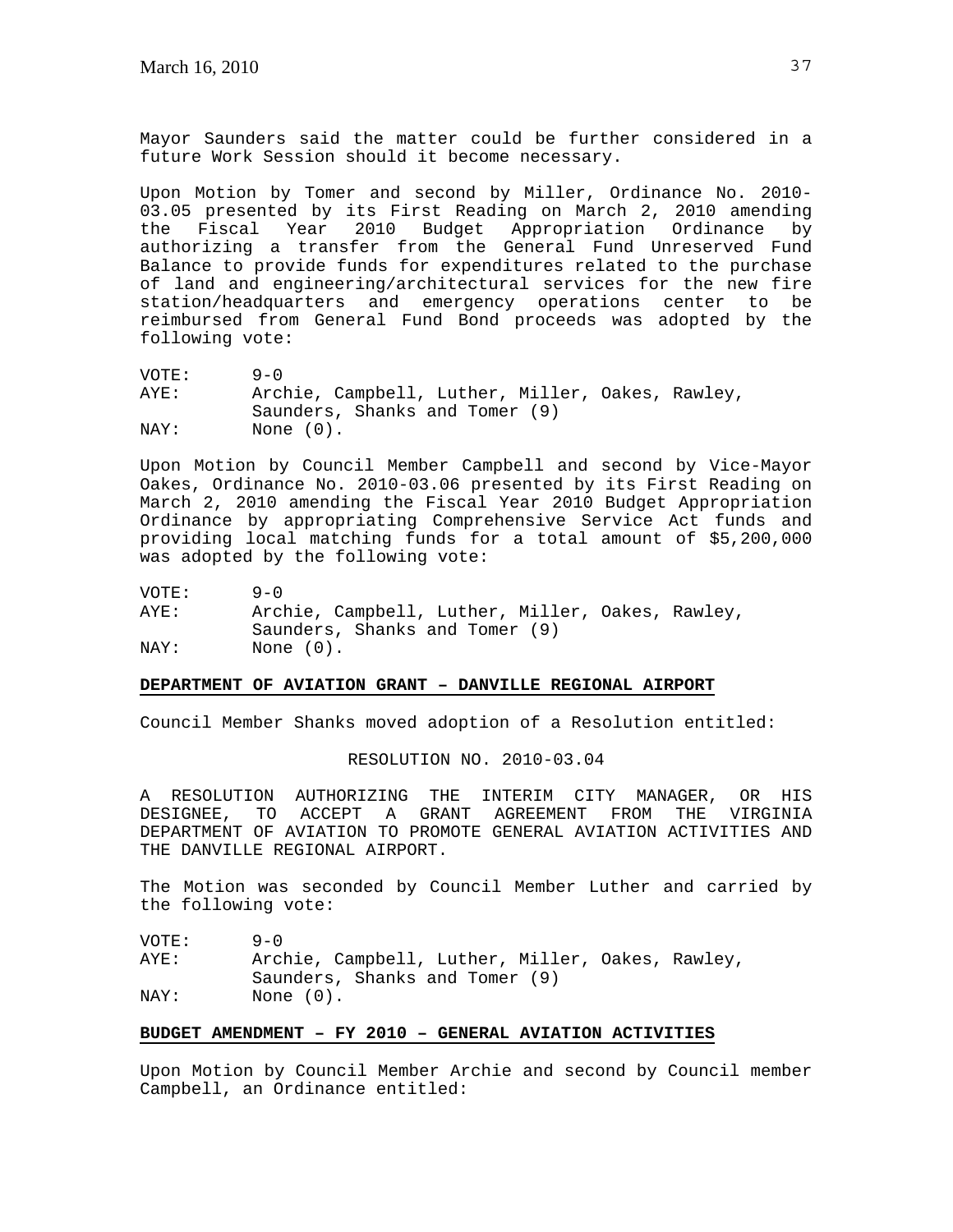Mayor Saunders said the matter could be further considered in a future Work Session should it become necessary.

Upon Motion by Tomer and second by Miller, Ordinance No. 2010-03.05 presented by its First Reading on March 2, 2010 amending the Fiscal Year 2010 Budget Appropriation Ordinance by authorizing a transfer from the General Fund Unreserved Fund Balance to provide funds for expenditures related to the purchase of land and engineering/architectural services for the new fire station/headquarters and emergency operations center to be reimbursed from General Fund Bond proceeds was adopted by the following vote:

VOTE: 9-0
AYE: Archie, Campbell, Luther, Miller, Oakes, Rawley, Saunders, Shanks and Tomer (9)
NAY: None (0).

Upon Motion by Council Member Campbell and second by Vice-Mayor Oakes, Ordinance No. 2010-03.06 presented by its First Reading on March 2, 2010 amending the Fiscal Year 2010 Budget Appropriation Ordinance by appropriating Comprehensive Service Act funds and providing local matching funds for a total amount of $5,200,000 was adopted by the following vote:

VOTE: 9-0
AYE: Archie, Campbell, Luther, Miller, Oakes, Rawley, Saunders, Shanks and Tomer (9)
NAY: None (0).

**DEPARTMENT OF AVIATION GRANT – DANVILLE REGIONAL AIRPORT**

Council Member Shanks moved adoption of a Resolution entitled:

RESOLUTION NO. 2010-03.04

A RESOLUTION AUTHORIZING THE INTERIM CITY MANAGER, OR HIS DESIGNEE, TO ACCEPT A GRANT AGREEMENT FROM THE VIRGINIA DEPARTMENT OF AVIATION TO PROMOTE GENERAL AVIATION ACTIVITIES AND THE DANVILLE REGIONAL AIRPORT.

The Motion was seconded by Council Member Luther and carried by the following vote:

VOTE: 9-0
AYE: Archie, Campbell, Luther, Miller, Oakes, Rawley, Saunders, Shanks and Tomer (9)
NAY: None (0).

**BUDGET AMENDMENT – FY 2010 – GENERAL AVIATION ACTIVITIES**

Upon Motion by Council Member Archie and second by Council member Campbell, an Ordinance entitled: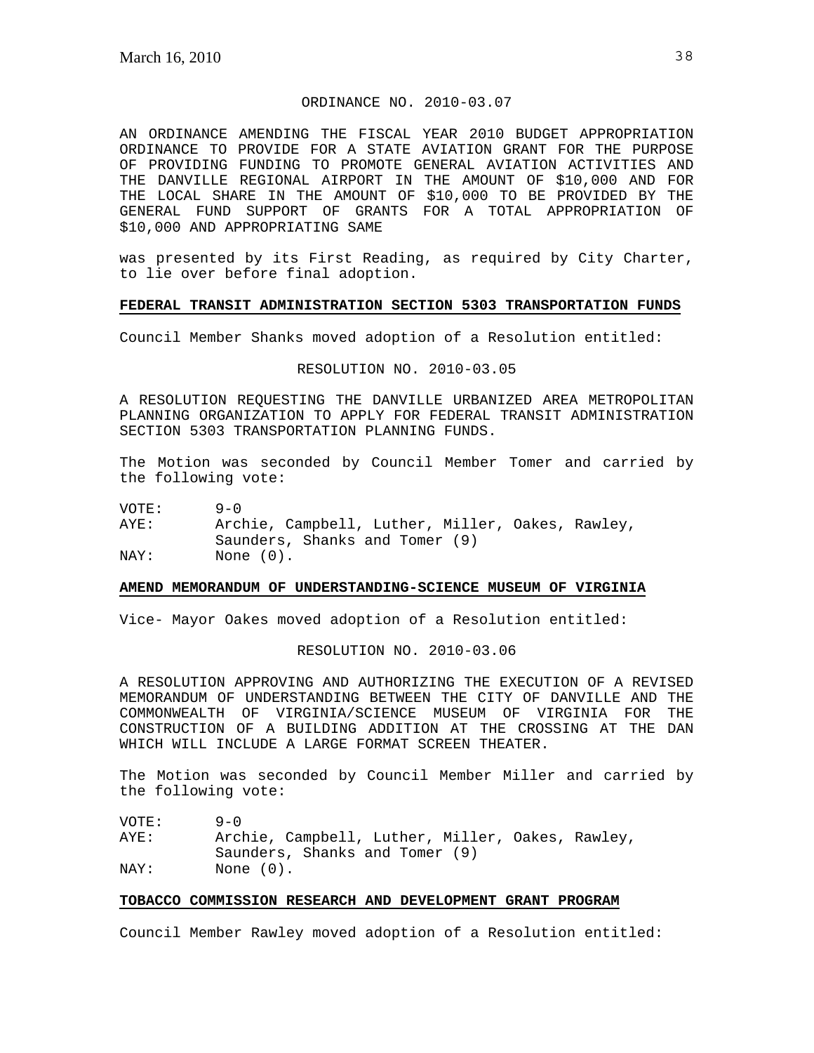ORDINANCE NO. 2010-03.07

AN ORDINANCE AMENDING THE FISCAL YEAR 2010 BUDGET APPROPRIATION ORDINANCE TO PROVIDE FOR A STATE AVIATION GRANT FOR THE PURPOSE OF PROVIDING FUNDING TO PROMOTE GENERAL AVIATION ACTIVITIES AND THE DANVILLE REGIONAL AIRPORT IN THE AMOUNT OF $10,000 AND FOR THE LOCAL SHARE IN THE AMOUNT OF $10,000 TO BE PROVIDED BY THE GENERAL FUND SUPPORT OF GRANTS FOR A TOTAL APPROPRIATION OF $10,000 AND APPROPRIATING SAME

was presented by its First Reading, as required by City Charter, to lie over before final adoption.

**FEDERAL TRANSIT ADMINISTRATION SECTION 5303 TRANSPORTATION FUNDS**

Council Member Shanks moved adoption of a Resolution entitled:

RESOLUTION NO. 2010-03.05

A RESOLUTION REQUESTING THE DANVILLE URBANIZED AREA METROPOLITAN PLANNING ORGANIZATION TO APPLY FOR FEDERAL TRANSIT ADMINISTRATION SECTION 5303 TRANSPORTATION PLANNING FUNDS.

The Motion was seconded by Council Member Tomer and carried by the following vote:

VOTE: 9-0
AYE: Archie, Campbell, Luther, Miller, Oakes, Rawley, Saunders, Shanks and Tomer (9)
NAY: None (0).

**AMEND MEMORANDUM OF UNDERSTANDING-SCIENCE MUSEUM OF VIRGINIA**

Vice- Mayor Oakes moved adoption of a Resolution entitled:

RESOLUTION NO. 2010-03.06

A RESOLUTION APPROVING AND AUTHORIZING THE EXECUTION OF A REVISED MEMORANDUM OF UNDERSTANDING BETWEEN THE CITY OF DANVILLE AND THE COMMONWEALTH OF VIRGINIA/SCIENCE MUSEUM OF VIRGINIA FOR THE CONSTRUCTION OF A BUILDING ADDITION AT THE CROSSING AT THE DAN WHICH WILL INCLUDE A LARGE FORMAT SCREEN THEATER.

The Motion was seconded by Council Member Miller and carried by the following vote:

VOTE: 9-0
AYE: Archie, Campbell, Luther, Miller, Oakes, Rawley, Saunders, Shanks and Tomer (9)
NAY: None (0).

**TOBACCO COMMISSION RESEARCH AND DEVELOPMENT GRANT PROGRAM**

Council Member Rawley moved adoption of a Resolution entitled: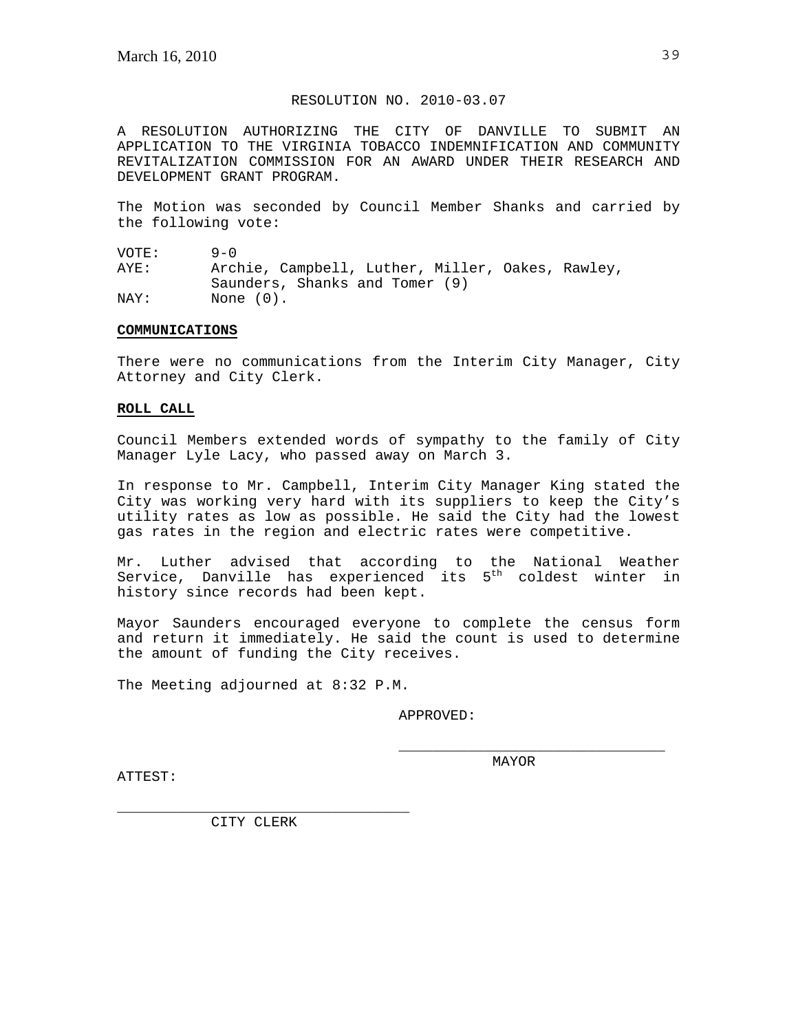RESOLUTION NO. 2010-03.07

A RESOLUTION AUTHORIZING THE CITY OF DANVILLE TO SUBMIT AN APPLICATION TO THE VIRGINIA TOBACCO INDEMNIFICATION AND COMMUNITY REVITALIZATION COMMISSION FOR AN AWARD UNDER THEIR RESEARCH AND DEVELOPMENT GRANT PROGRAM.

The Motion was seconded by Council Member Shanks and carried by the following vote:

| | |
|---|---|
| VOTE: | 9-0 |
| AYE: | Archie, Campbell, Luther, Miller, Oakes, Rawley, Saunders, Shanks and Tomer (9) |
| NAY: | None (0). |

**COMMUNICATIONS**

There were no communications from the Interim City Manager, City Attorney and City Clerk.

**ROLL CALL**

Council Members extended words of sympathy to the family of City Manager Lyle Lacy, who passed away on March 3.

In response to Mr. Campbell, Interim City Manager King stated the City was working very hard with its suppliers to keep the City's utility rates as low as possible. He said the City had the lowest gas rates in the region and electric rates were competitive.

Mr. Luther advised that according to the National Weather Service, Danville has experienced its 5th coldest winter in history since records had been kept.

Mayor Saunders encouraged everyone to complete the census form and return it immediately. He said the count is used to determine the amount of funding the City receives.

The Meeting adjourned at 8:32 P.M.

APPROVED:

_______________________________
MAYOR

ATTEST:

_______________________________
CITY CLERK